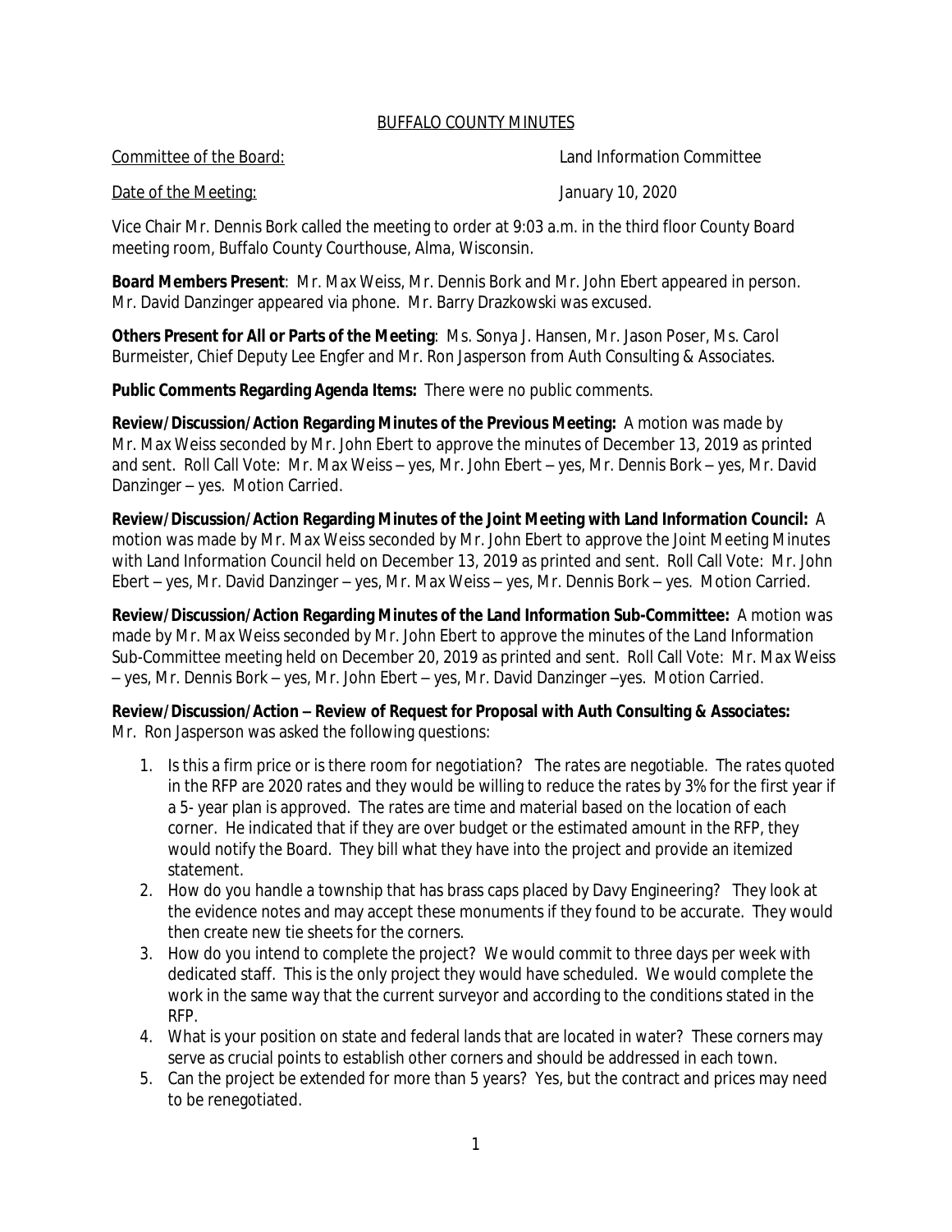BUFFALO COUNTY MINUTES

Committee of the Board: Land Information Committee

Date of the Meeting: January 10, 2020

Vice Chair Mr. Dennis Bork called the meeting to order at 9:03 a.m. in the third floor County Board meeting room, Buffalo County Courthouse, Alma, Wisconsin.

**Board Members Present**: Mr. Max Weiss, Mr. Dennis Bork and Mr. John Ebert appeared in person. Mr. David Danzinger appeared via phone. Mr. Barry Drazkowski was excused.

**Others Present for All or Parts of the Meeting**: Ms. Sonya J. Hansen, Mr. Jason Poser, Ms. Carol Burmeister, Chief Deputy Lee Engfer and Mr. Ron Jasperson from Auth Consulting & Associates.

**Public Comments Regarding Agenda Items:** There were no public comments.

**Review/Discussion/Action Regarding Minutes of the Previous Meeting:** A motion was made by Mr. Max Weiss seconded by Mr. John Ebert to approve the minutes of December 13, 2019 as printed and sent. Roll Call Vote: Mr. Max Weiss – yes, Mr. John Ebert – yes, Mr. Dennis Bork – yes, Mr. David Danzinger – yes. Motion Carried.

**Review/Discussion/Action Regarding Minutes of the Joint Meeting with Land Information Council:** A motion was made by Mr. Max Weiss seconded by Mr. John Ebert to approve the Joint Meeting Minutes with Land Information Council held on December 13, 2019 as printed and sent. Roll Call Vote: Mr. John Ebert – yes, Mr. David Danzinger – yes, Mr. Max Weiss – yes, Mr. Dennis Bork – yes. Motion Carried.

**Review/Discussion/Action Regarding Minutes of the Land Information Sub-Committee:** A motion was made by Mr. Max Weiss seconded by Mr. John Ebert to approve the minutes of the Land Information Sub-Committee meeting held on December 20, 2019 as printed and sent. Roll Call Vote: Mr. Max Weiss – yes, Mr. Dennis Bork – yes, Mr. John Ebert – yes, Mr. David Danzinger –yes. Motion Carried.

**Review/Discussion/Action – Review of Request for Proposal with Auth Consulting & Associates:** Mr. Ron Jasperson was asked the following questions:

1. Is this a firm price or is there room for negotiation? The rates are negotiable. The rates quoted in the RFP are 2020 rates and they would be willing to reduce the rates by 3% for the first year if a 5- year plan is approved. The rates are time and material based on the location of each corner. He indicated that if they are over budget or the estimated amount in the RFP, they would notify the Board. They bill what they have into the project and provide an itemized statement.
2. How do you handle a township that has brass caps placed by Davy Engineering? They look at the evidence notes and may accept these monuments if they found to be accurate. They would then create new tie sheets for the corners.
3. How do you intend to complete the project? We would commit to three days per week with dedicated staff. This is the only project they would have scheduled. We would complete the work in the same way that the current surveyor and according to the conditions stated in the RFP.
4. What is your position on state and federal lands that are located in water? These corners may serve as crucial points to establish other corners and should be addressed in each town.
5. Can the project be extended for more than 5 years? Yes, but the contract and prices may need to be renegotiated.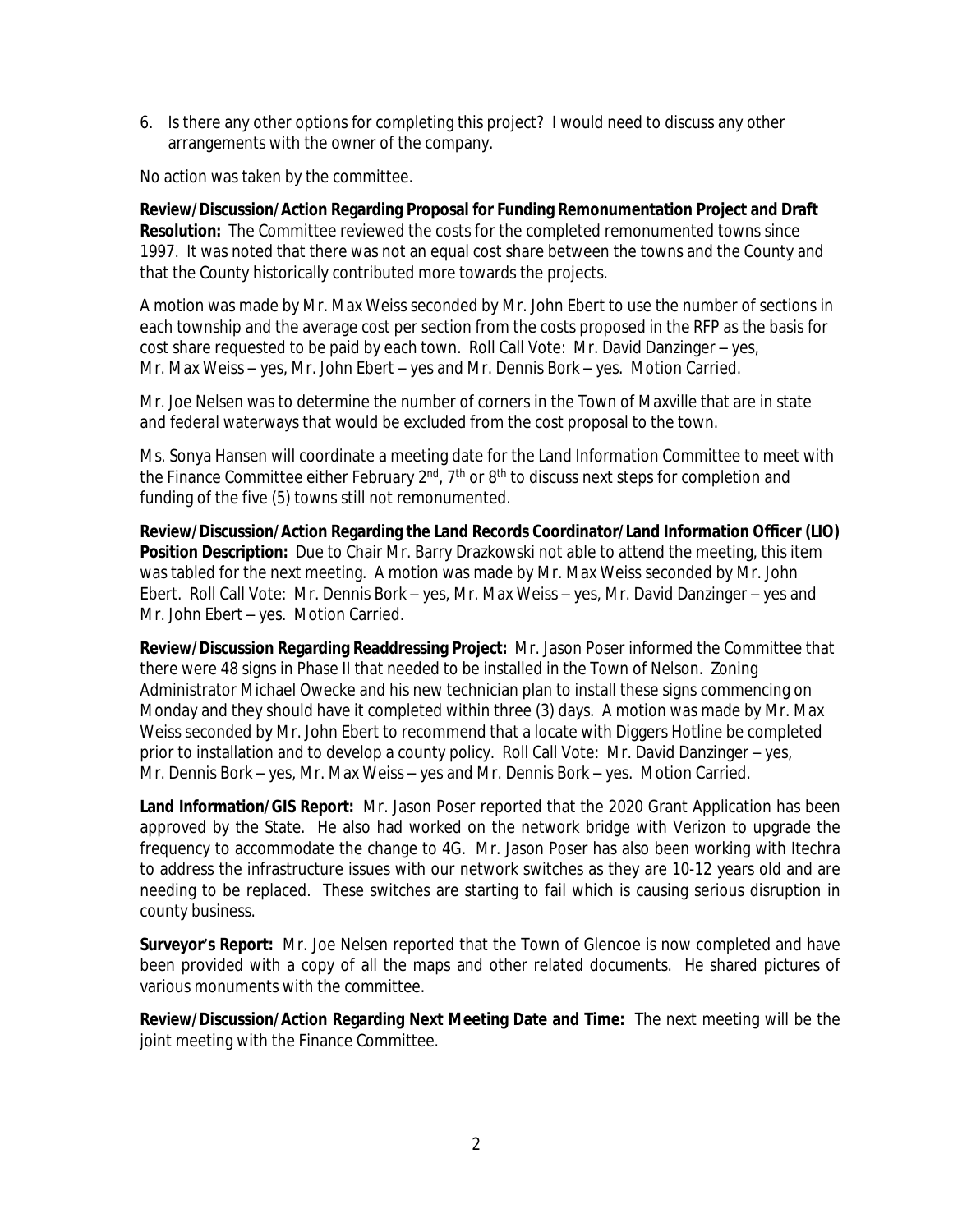6. Is there any other options for completing this project? I would need to discuss any other arrangements with the owner of the company.

No action was taken by the committee.

**Review/Discussion/Action Regarding Proposal for Funding Remonumentation Project and Draft Resolution:** The Committee reviewed the costs for the completed remonumented towns since 1997. It was noted that there was not an equal cost share between the towns and the County and that the County historically contributed more towards the projects.

A motion was made by Mr. Max Weiss seconded by Mr. John Ebert to use the number of sections in each township and the average cost per section from the costs proposed in the RFP as the basis for cost share requested to be paid by each town. Roll Call Vote: Mr. David Danzinger – yes, Mr. Max Weiss – yes, Mr. John Ebert – yes and Mr. Dennis Bork – yes. Motion Carried.

Mr. Joe Nelsen was to determine the number of corners in the Town of Maxville that are in state and federal waterways that would be excluded from the cost proposal to the town.

Ms. Sonya Hansen will coordinate a meeting date for the Land Information Committee to meet with the Finance Committee either February 2nd, 7th or 8th to discuss next steps for completion and funding of the five (5) towns still not remonumented.

**Review/Discussion/Action Regarding the Land Records Coordinator/Land Information Officer (LIO) Position Description:** Due to Chair Mr. Barry Drazkowski not able to attend the meeting, this item was tabled for the next meeting. A motion was made by Mr. Max Weiss seconded by Mr. John Ebert. Roll Call Vote: Mr. Dennis Bork – yes, Mr. Max Weiss – yes, Mr. David Danzinger – yes and Mr. John Ebert – yes. Motion Carried.

**Review/Discussion Regarding Readdressing Project:** Mr. Jason Poser informed the Committee that there were 48 signs in Phase II that needed to be installed in the Town of Nelson. Zoning Administrator Michael Owecke and his new technician plan to install these signs commencing on Monday and they should have it completed within three (3) days. A motion was made by Mr. Max Weiss seconded by Mr. John Ebert to recommend that a locate with Diggers Hotline be completed prior to installation and to develop a county policy. Roll Call Vote: Mr. David Danzinger – yes, Mr. Dennis Bork – yes, Mr. Max Weiss – yes and Mr. Dennis Bork – yes. Motion Carried.

**Land Information/GIS Report:** Mr. Jason Poser reported that the 2020 Grant Application has been approved by the State. He also had worked on the network bridge with Verizon to upgrade the frequency to accommodate the change to 4G. Mr. Jason Poser has also been working with Itechra to address the infrastructure issues with our network switches as they are 10-12 years old and are needing to be replaced. These switches are starting to fail which is causing serious disruption in county business.

**Surveyor's Report:** Mr. Joe Nelsen reported that the Town of Glencoe is now completed and have been provided with a copy of all the maps and other related documents. He shared pictures of various monuments with the committee.

**Review/Discussion/Action Regarding Next Meeting Date and Time:** The next meeting will be the joint meeting with the Finance Committee.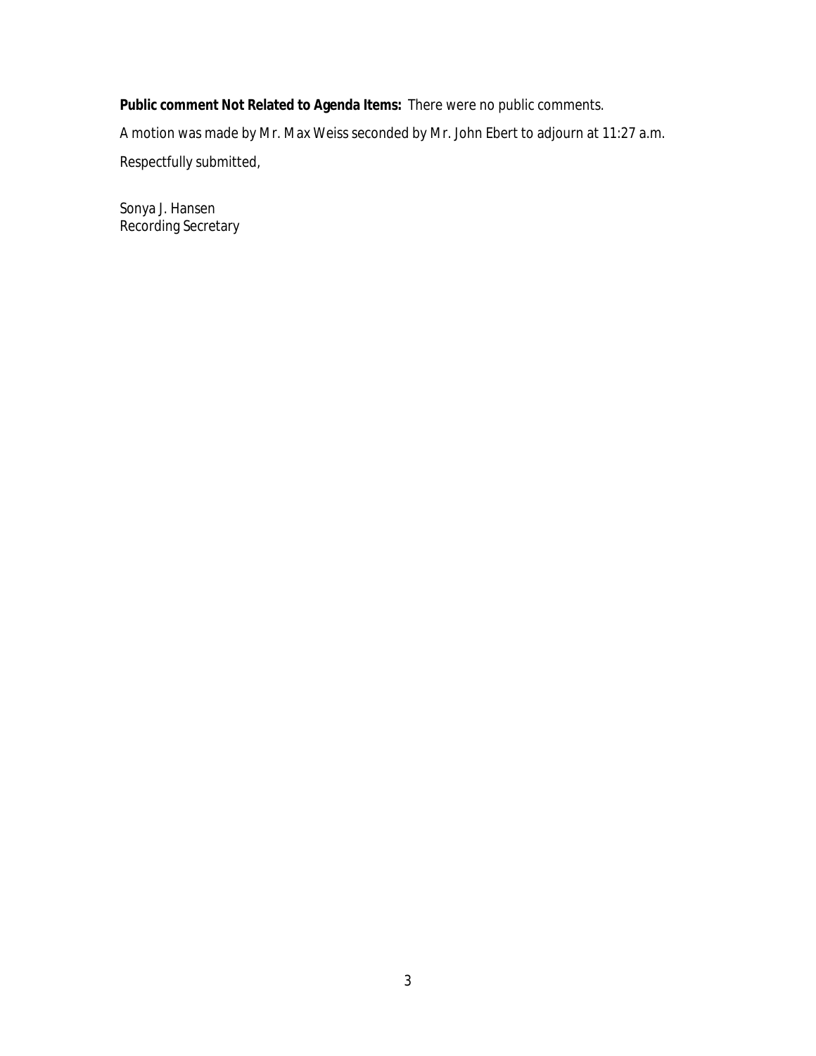**Public comment Not Related to Agenda Items:** There were no public comments.

A motion was made by Mr. Max Weiss seconded by Mr. John Ebert to adjourn at 11:27 a.m.

Respectfully submitted,

Sonya J. Hansen  
Recording Secretary